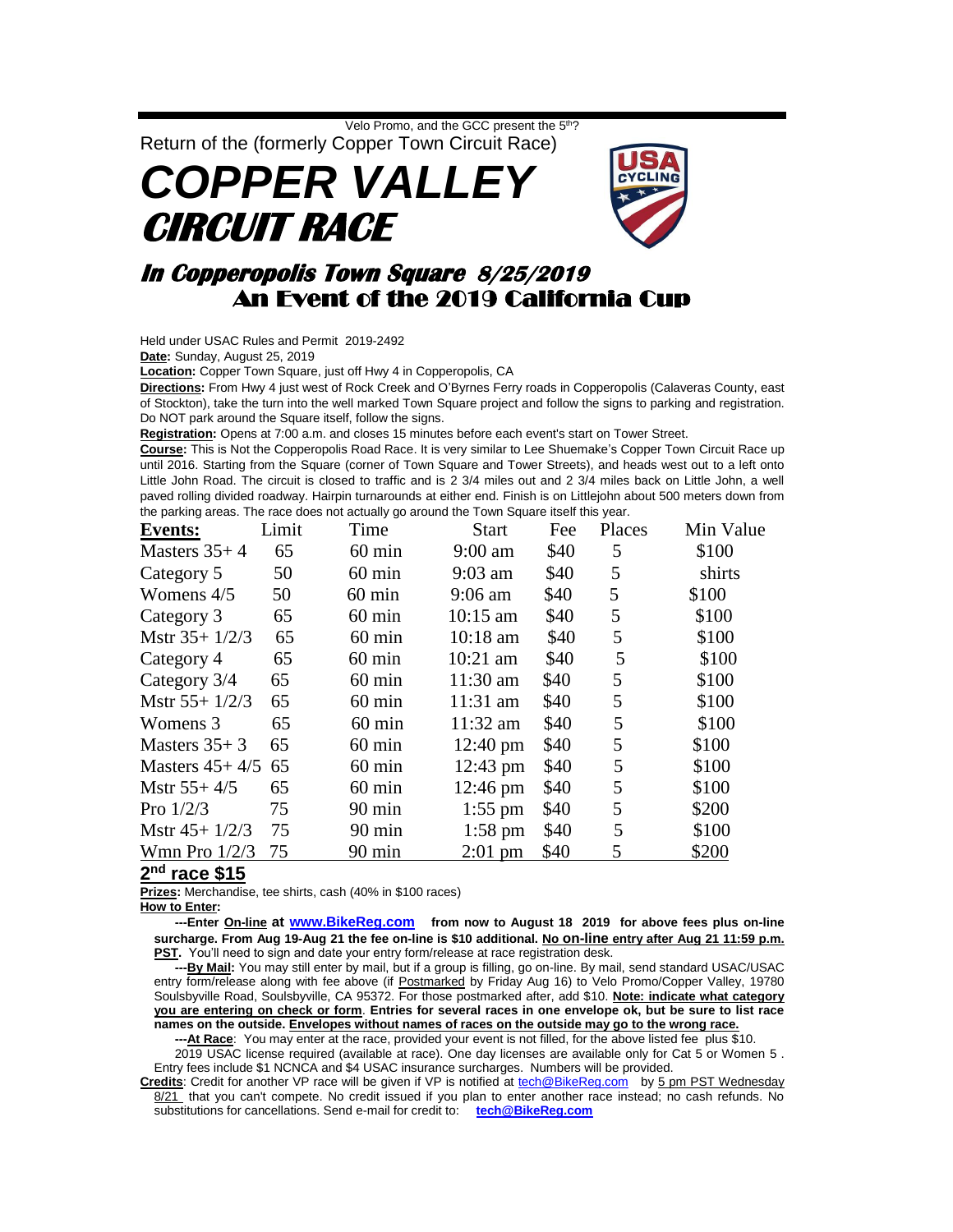Velo Promo, and the GCC present the 5[th]?

Return of the (formerly Copper Town Circuit Race)

# COPPER VALLEY CIRCUIT RACE

## In Copperopolis Town Square 8/25/2019

## An Event of the 2019 California Cup

Held under USAC Rules and Permit 2019-2492

**Date:** Sunday, August 25, 2019

**Location:** Copper Town Square, just off Hwy 4 in Copperopolis, CA

**Directions:** From Hwy 4 just west of Rock Creek and O'Byrnes Ferry roads in Copperopolis (Calaveras County, east of Stockton), take the turn into the well marked Town Square project and follow the signs to parking and registration. Do NOT park around the Square itself, follow the signs.

**Registration:** Opens at 7:00 a.m. and closes 15 minutes before each event's start on Tower Street.

**Course:** This is Not the Copperopolis Road Race. It is very similar to Lee Shuemake's Copper Town Circuit Race up until 2016. Starting from the Square (corner of Town Square and Tower Streets), and heads west out to a left onto Little John Road. The circuit is closed to traffic and is 2 3/4 miles out and 2 3/4 miles back on Little John, a well paved rolling divided roadway. Hairpin turnarounds at either end. Finish is on Littlejohn about 500 meters down from the parking areas. The race does not actually go around the Town Square itself this year.

| Events: | Limit | Time | Start | Fee | Places | Min Value |
|---|---|---|---|---|---|---|
| Masters 35+ 4 | 65 | 60 min | 9:00 am | $40 | 5 | $100 |
| Category 5 | 50 | 60 min | 9:03 am | $40 | 5 | shirts |
| Womens 4/5 | 50 | 60 min | 9:06 am | $40 | 5 | $100 |
| Category 3 | 65 | 60 min | 10:15 am | $40 | 5 | $100 |
| Mstr 35+ 1/2/3 | 65 | 60 min | 10:18 am | $40 | 5 | $100 |
| Category 4 | 65 | 60 min | 10:21 am | $40 | 5 | $100 |
| Category 3/4 | 65 | 60 min | 11:30 am | $40 | 5 | $100 |
| Mstr 55+ 1/2/3 | 65 | 60 min | 11:31 am | $40 | 5 | $100 |
| Womens 3 | 65 | 60 min | 11:32 am | $40 | 5 | $100 |
| Masters 35+ 3 | 65 | 60 min | 12:40 pm | $40 | 5 | $100 |
| Masters 45+ 4/5 | 65 | 60 min | 12:43 pm | $40 | 5 | $100 |
| Mstr 55+ 4/5 | 65 | 60 min | 12:46 pm | $40 | 5 | $100 |
| Pro 1/2/3 | 75 | 90 min | 1:55 pm | $40 | 5 | $200 |
| Mstr 45+ 1/2/3 | 75 | 90 min | 1:58 pm | $40 | 5 | $100 |
| Wmn Pro 1/2/3 | 75 | 90 min | 2:01 pm | $40 | 5 | $200 |

**2[nd] race $15**

**Prizes:** Merchandise, tee shirts, cash (40% in $100 races)

**How to Enter:**

**---Enter On-line at www.BikeReg.com from now to August 18 2019 for above fees plus on-line surcharge. From Aug 19-Aug 21 the fee on-line is $10 additional. No on-line entry after Aug 21 11:59 p.m. PST.** You'll need to sign and date your entry form/release at race registration desk.

**---By Mail:** You may still enter by mail, but if a group is filling, go on-line. By mail, send standard USAC/USAC entry form/release along with fee above (if Postmarked by Friday Aug 16) to Velo Promo/Copper Valley, 19780 Soulsbyville Road, Soulsbyville, CA 95372. For those postmarked after, add $10. **Note: indicate what category you are entering on check or form. Entries for several races in one envelope ok, but be sure to list race names on the outside. Envelopes without names of races on the outside may go to the wrong race.**

**---At Race**: You may enter at the race, provided your event is not filled, for the above listed fee plus $10.

2019 USAC license required (available at race). One day licenses are available only for Cat 5 or Women 5 . Entry fees include $1 NCNCA and $4 USAC insurance surcharges. Numbers will be provided.

**Credits**: Credit for another VP race will be given if VP is notified at tech@BikeReg.com by 5 pm PST Wednesday 8/21 that you can't compete. No credit issued if you plan to enter another race instead; no cash refunds. No substitutions for cancellations. Send e-mail for credit to: **tech@BikeReg.com**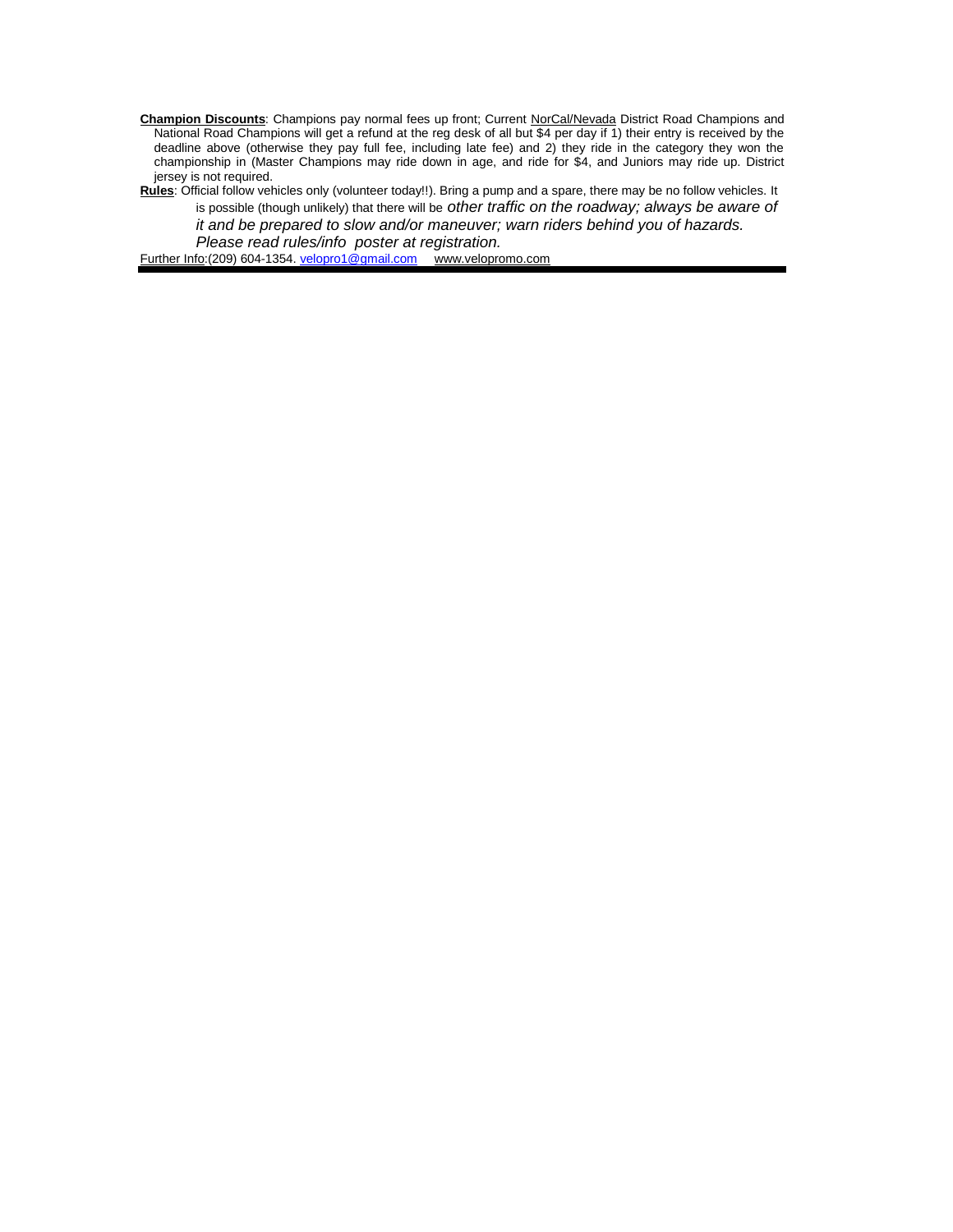**Champion Discounts**: Champions pay normal fees up front; Current NorCal/Nevada District Road Champions and National Road Champions will get a refund at the reg desk of all but $4 per day if 1) their entry is received by the deadline above (otherwise they pay full fee, including late fee) and 2) they ride in the category they won the championship in (Master Champions may ride down in age, and ride for $4, and Juniors may ride up. District jersey is not required.

**Rules**: Official follow vehicles only (volunteer today!!). Bring a pump and a spare, there may be no follow vehicles. It is possible (though unlikely) that there will be *other traffic on the roadway; always be aware of it and be prepared to slow and/or maneuver; warn riders behind you of hazards. Please read rules/info poster at registration.*

Further Info:(209) 604-1354. velopro1@gmail.com www.velopromo.com